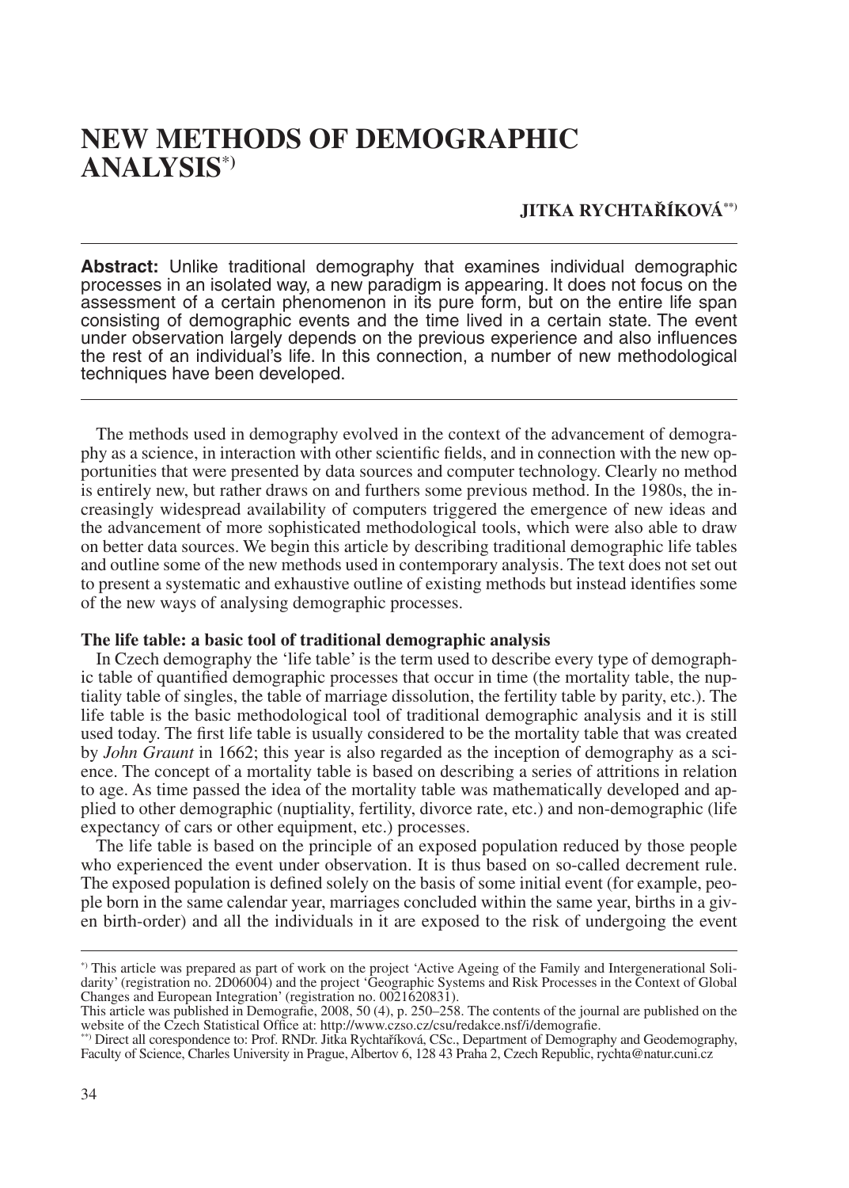# NEW METHODS OF DEMOGRAPHIC ANALYSIS[*)]

**JITKA RYCHTAŘÍKOVÁ[**)]**

---

**Abstract:** Unlike traditional demography that examines individual demographic processes in an isolated way, a new paradigm is appearing. It does not focus on the assessment of a certain phenomenon in its pure form, but on the entire life span consisting of demographic events and the time lived in a certain state. The event under observation largely depends on the previous experience and also influences the rest of an individual's life. In this connection, a number of new methodological techniques have been developed.

---

The methods used in demography evolved in the context of the advancement of demography as a science, in interaction with other scientific fields, and in connection with the new opportunities that were presented by data sources and computer technology. Clearly no method is entirely new, but rather draws on and furthers some previous method. In the 1980s, the increasingly widespread availability of computers triggered the emergence of new ideas and the advancement of more sophisticated methodological tools, which were also able to draw on better data sources. We begin this article by describing traditional demographic life tables and outline some of the new methods used in contemporary analysis. The text does not set out to present a systematic and exhaustive outline of existing methods but instead identifies some of the new ways of analysing demographic processes.

**The life table: a basic tool of traditional demographic analysis**

In Czech demography the 'life table' is the term used to describe every type of demographic table of quantified demographic processes that occur in time (the mortality table, the nuptiality table of singles, the table of marriage dissolution, the fertility table by parity, etc.). The life table is the basic methodological tool of traditional demographic analysis and it is still used today. The first life table is usually considered to be the mortality table that was created by *John Graunt* in 1662; this year is also regarded as the inception of demography as a science. The concept of a mortality table is based on describing a series of attritions in relation to age. As time passed the idea of the mortality table was mathematically developed and applied to other demographic (nuptiality, fertility, divorce rate, etc.) and non-demographic (life expectancy of cars or other equipment, etc.) processes.

The life table is based on the principle of an exposed population reduced by those people who experienced the event under observation. It is thus based on so-called decrement rule. The exposed population is defined solely on the basis of some initial event (for example, people born in the same calendar year, marriages concluded within the same year, births in a given birth-order) and all the individuals in it are exposed to the risk of undergoing the event

---

[*)] This article was prepared as part of work on the project 'Active Ageing of the Family and Intergenerational Solidarity' (registration no. 2D06004) and the project 'Geographic Systems and Risk Processes in the Context of Global Changes and European Integration' (registration no. 0021620831).
This article was published in Demografie, 2008, 50 (4), p. 250–258. The contents of the journal are published on the website of the Czech Statistical Office at: http://www.czso.cz/csu/redakce.nsf/i/demografie.

[**)] Direct all corespondence to: Prof. RNDr. Jitka Rychtaříková, CSc., Department of Demography and Geodemography, Faculty of Science, Charles University in Prague, Albertov 6, 128 43 Praha 2, Czech Republic, rychta@natur.cuni.cz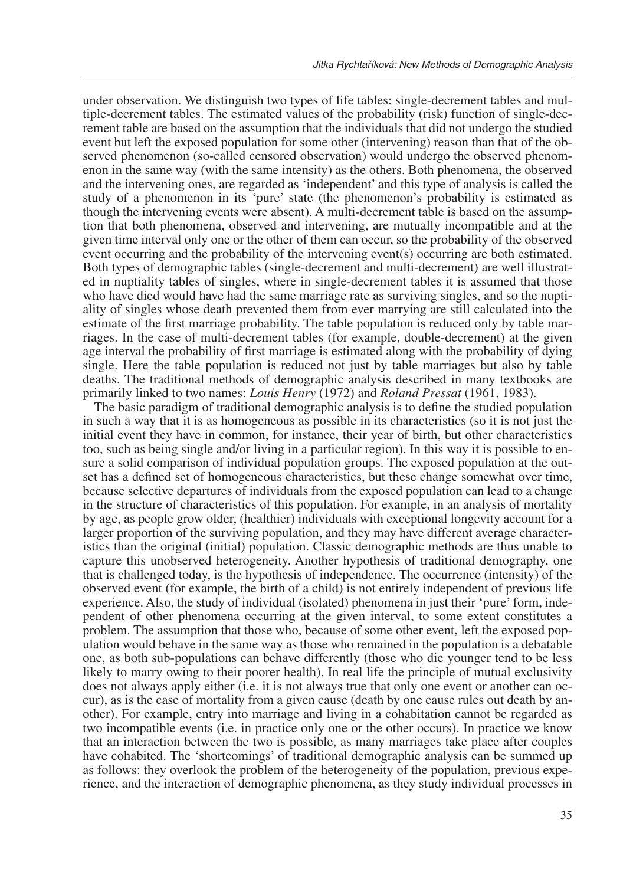under observation. We distinguish two types of life tables: single-decrement tables and multiple-decrement tables. The estimated values of the probability (risk) function of single-decrement table are based on the assumption that the individuals that did not undergo the studied event but left the exposed population for some other (intervening) reason than that of the observed phenomenon (so-called censored observation) would undergo the observed phenomenon in the same way (with the same intensity) as the others. Both phenomena, the observed and the intervening ones, are regarded as 'independent' and this type of analysis is called the study of a phenomenon in its 'pure' state (the phenomenon's probability is estimated as though the intervening events were absent). A multi-decrement table is based on the assumption that both phenomena, observed and intervening, are mutually incompatible and at the given time interval only one or the other of them can occur, so the probability of the observed event occurring and the probability of the intervening event(s) occurring are both estimated. Both types of demographic tables (single-decrement and multi-decrement) are well illustrated in nuptiality tables of singles, where in single-decrement tables it is assumed that those who have died would have had the same marriage rate as surviving singles, and so the nuptiality of singles whose death prevented them from ever marrying are still calculated into the estimate of the first marriage probability. The table population is reduced only by table marriages. In the case of multi-decrement tables (for example, double-decrement) at the given age interval the probability of first marriage is estimated along with the probability of dying single. Here the table population is reduced not just by table marriages but also by table deaths. The traditional methods of demographic analysis described in many textbooks are primarily linked to two names: *Louis Henry* (1972) and *Roland Pressat* (1961, 1983).

The basic paradigm of traditional demographic analysis is to define the studied population in such a way that it is as homogeneous as possible in its characteristics (so it is not just the initial event they have in common, for instance, their year of birth, but other characteristics too, such as being single and/or living in a particular region). In this way it is possible to ensure a solid comparison of individual population groups. The exposed population at the outset has a defined set of homogeneous characteristics, but these change somewhat over time, because selective departures of individuals from the exposed population can lead to a change in the structure of characteristics of this population. For example, in an analysis of mortality by age, as people grow older, (healthier) individuals with exceptional longevity account for a larger proportion of the surviving population, and they may have different average characteristics than the original (initial) population. Classic demographic methods are thus unable to capture this unobserved heterogeneity. Another hypothesis of traditional demography, one that is challenged today, is the hypothesis of independence. The occurrence (intensity) of the observed event (for example, the birth of a child) is not entirely independent of previous life experience. Also, the study of individual (isolated) phenomena in just their 'pure' form, independent of other phenomena occurring at the given interval, to some extent constitutes a problem. The assumption that those who, because of some other event, left the exposed population would behave in the same way as those who remained in the population is a debatable one, as both sub-populations can behave differently (those who die younger tend to be less likely to marry owing to their poorer health). In real life the principle of mutual exclusivity does not always apply either (i.e. it is not always true that only one event or another can occur), as is the case of mortality from a given cause (death by one cause rules out death by another). For example, entry into marriage and living in a cohabitation cannot be regarded as two incompatible events (i.e. in practice only one or the other occurs). In practice we know that an interaction between the two is possible, as many marriages take place after couples have cohabited. The 'shortcomings' of traditional demographic analysis can be summed up as follows: they overlook the problem of the heterogeneity of the population, previous experience, and the interaction of demographic phenomena, as they study individual processes in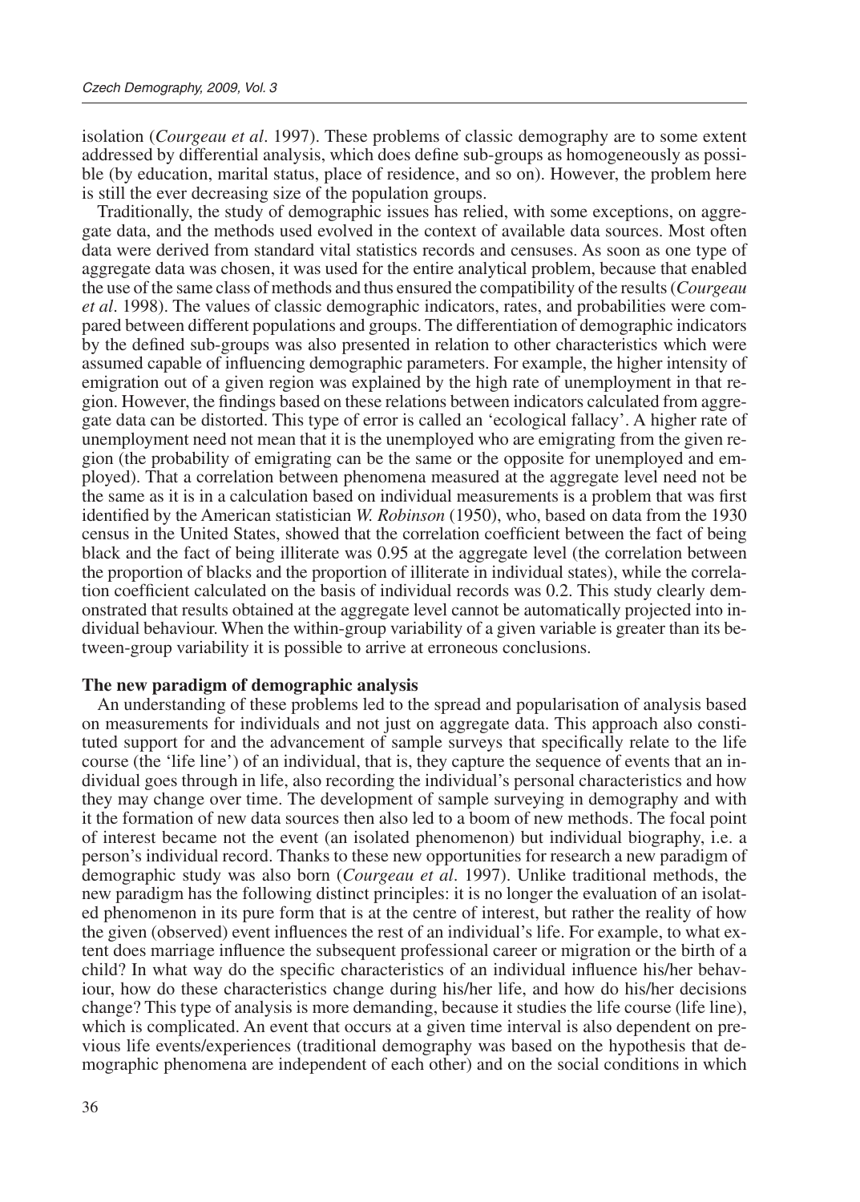isolation (*Courgeau et al*. 1997). These problems of classic demography are to some extent addressed by differential analysis, which does define sub-groups as homogeneously as possible (by education, marital status, place of residence, and so on). However, the problem here is still the ever decreasing size of the population groups.

Traditionally, the study of demographic issues has relied, with some exceptions, on aggregate data, and the methods used evolved in the context of available data sources. Most often data were derived from standard vital statistics records and censuses. As soon as one type of aggregate data was chosen, it was used for the entire analytical problem, because that enabled the use of the same class of methods and thus ensured the compatibility of the results (*Courgeau et al*. 1998). The values of classic demographic indicators, rates, and probabilities were compared between different populations and groups. The differentiation of demographic indicators by the defined sub-groups was also presented in relation to other characteristics which were assumed capable of influencing demographic parameters. For example, the higher intensity of emigration out of a given region was explained by the high rate of unemployment in that region. However, the findings based on these relations between indicators calculated from aggregate data can be distorted. This type of error is called an 'ecological fallacy'. A higher rate of unemployment need not mean that it is the unemployed who are emigrating from the given region (the probability of emigrating can be the same or the opposite for unemployed and employed). That a correlation between phenomena measured at the aggregate level need not be the same as it is in a calculation based on individual measurements is a problem that was first identified by the American statistician *W. Robinson* (1950), who, based on data from the 1930 census in the United States, showed that the correlation coefficient between the fact of being black and the fact of being illiterate was 0.95 at the aggregate level (the correlation between the proportion of blacks and the proportion of illiterate in individual states), while the correlation coefficient calculated on the basis of individual records was 0.2. This study clearly demonstrated that results obtained at the aggregate level cannot be automatically projected into individual behaviour. When the within-group variability of a given variable is greater than its between-group variability it is possible to arrive at erroneous conclusions.

**The new paradigm of demographic analysis**

An understanding of these problems led to the spread and popularisation of analysis based on measurements for individuals and not just on aggregate data. This approach also constituted support for and the advancement of sample surveys that specifically relate to the life course (the 'life line') of an individual, that is, they capture the sequence of events that an individual goes through in life, also recording the individual's personal characteristics and how they may change over time. The development of sample surveying in demography and with it the formation of new data sources then also led to a boom of new methods. The focal point of interest became not the event (an isolated phenomenon) but individual biography, i.e. a person's individual record. Thanks to these new opportunities for research a new paradigm of demographic study was also born (*Courgeau et al*. 1997). Unlike traditional methods, the new paradigm has the following distinct principles: it is no longer the evaluation of an isolated phenomenon in its pure form that is at the centre of interest, but rather the reality of how the given (observed) event influences the rest of an individual's life. For example, to what extent does marriage influence the subsequent professional career or migration or the birth of a child? In what way do the specific characteristics of an individual influence his/her behaviour, how do these characteristics change during his/her life, and how do his/her decisions change? This type of analysis is more demanding, because it studies the life course (life line), which is complicated. An event that occurs at a given time interval is also dependent on previous life events/experiences (traditional demography was based on the hypothesis that demographic phenomena are independent of each other) and on the social conditions in which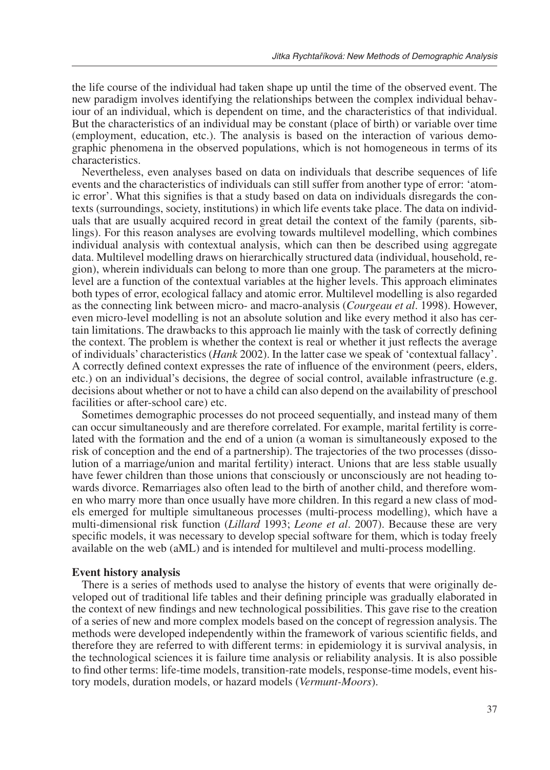the life course of the individual had taken shape up until the time of the observed event. The new paradigm involves identifying the relationships between the complex individual behaviour of an individual, which is dependent on time, and the characteristics of that individual. But the characteristics of an individual may be constant (place of birth) or variable over time (employment, education, etc.). The analysis is based on the interaction of various demographic phenomena in the observed populations, which is not homogeneous in terms of its characteristics.

Nevertheless, even analyses based on data on individuals that describe sequences of life events and the characteristics of individuals can still suffer from another type of error: 'atomic error'. What this signifies is that a study based on data on individuals disregards the contexts (surroundings, society, institutions) in which life events take place. The data on individuals that are usually acquired record in great detail the context of the family (parents, siblings). For this reason analyses are evolving towards multilevel modelling, which combines individual analysis with contextual analysis, which can then be described using aggregate data. Multilevel modelling draws on hierarchically structured data (individual, household, region), wherein individuals can belong to more than one group. The parameters at the micro-level are a function of the contextual variables at the higher levels. This approach eliminates both types of error, ecological fallacy and atomic error. Multilevel modelling is also regarded as the connecting link between micro- and macro-analysis (*Courgeau et al*. 1998). However, even micro-level modelling is not an absolute solution and like every method it also has certain limitations. The drawbacks to this approach lie mainly with the task of correctly defining the context. The problem is whether the context is real or whether it just reflects the average of individuals' characteristics (*Hank* 2002). In the latter case we speak of 'contextual fallacy'. A correctly defined context expresses the rate of influence of the environment (peers, elders, etc.) on an individual's decisions, the degree of social control, available infrastructure (e.g. decisions about whether or not to have a child can also depend on the availability of preschool facilities or after-school care) etc.

Sometimes demographic processes do not proceed sequentially, and instead many of them can occur simultaneously and are therefore correlated. For example, marital fertility is correlated with the formation and the end of a union (a woman is simultaneously exposed to the risk of conception and the end of a partnership). The trajectories of the two processes (dissolution of a marriage/union and marital fertility) interact. Unions that are less stable usually have fewer children than those unions that consciously or unconsciously are not heading towards divorce. Remarriages also often lead to the birth of another child, and therefore women who marry more than once usually have more children. In this regard a new class of models emerged for multiple simultaneous processes (multi-process modelling), which have a multi-dimensional risk function (*Lillard* 1993; *Leone et al*. 2007). Because these are very specific models, it was necessary to develop special software for them, which is today freely available on the web (aML) and is intended for multilevel and multi-process modelling.

**Event history analysis**

There is a series of methods used to analyse the history of events that were originally developed out of traditional life tables and their defining principle was gradually elaborated in the context of new findings and new technological possibilities. This gave rise to the creation of a series of new and more complex models based on the concept of regression analysis. The methods were developed independently within the framework of various scientific fields, and therefore they are referred to with different terms: in epidemiology it is survival analysis, in the technological sciences it is failure time analysis or reliability analysis. It is also possible to find other terms: life-time models, transition-rate models, response-time models, event history models, duration models, or hazard models (*Vermunt-Moors*).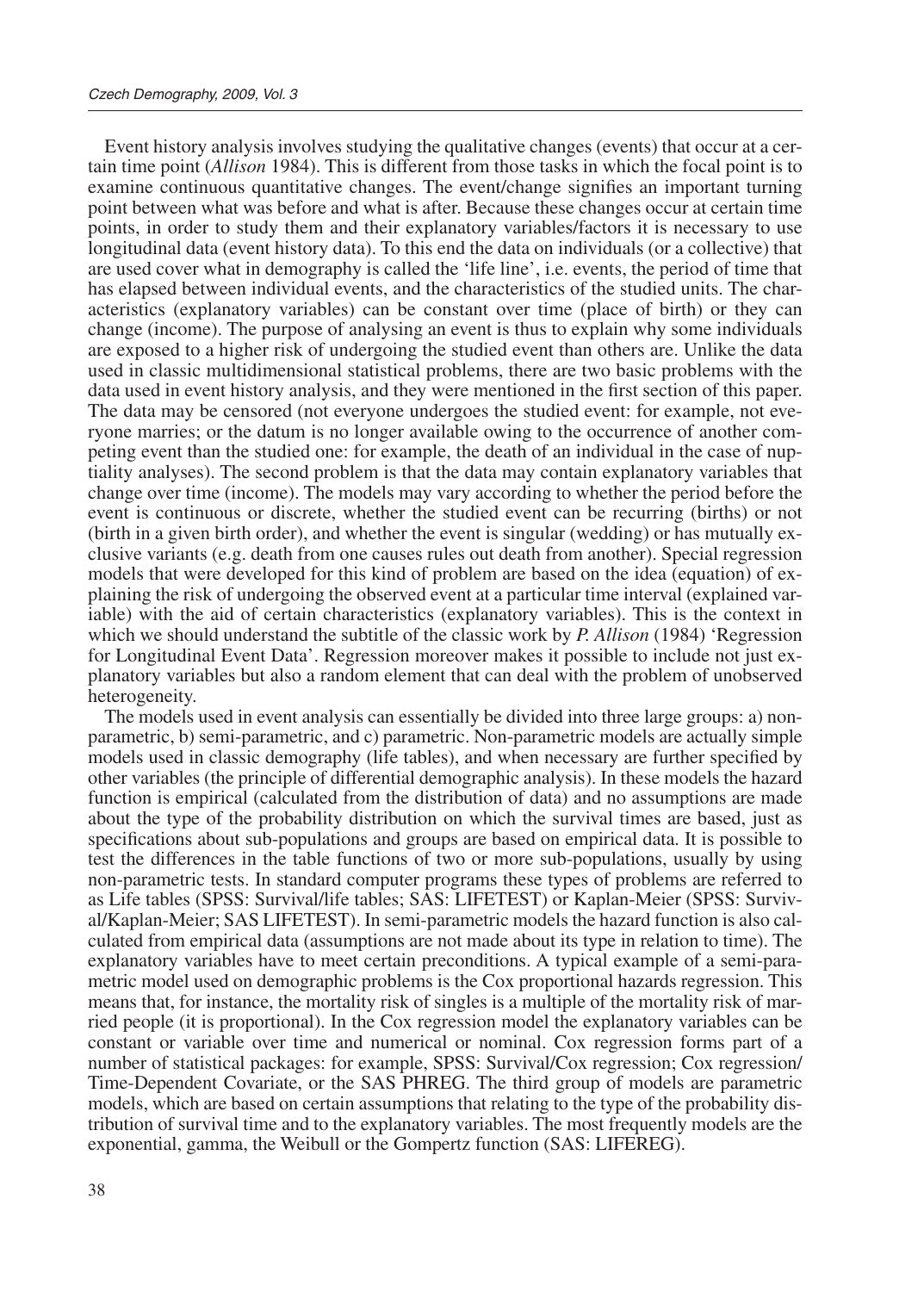Event history analysis involves studying the qualitative changes (events) that occur at a certain time point (*Allison* 1984). This is different from those tasks in which the focal point is to examine continuous quantitative changes. The event/change signifies an important turning point between what was before and what is after. Because these changes occur at certain time points, in order to study them and their explanatory variables/factors it is necessary to use longitudinal data (event history data). To this end the data on individuals (or a collective) that are used cover what in demography is called the 'life line', i.e. events, the period of time that has elapsed between individual events, and the characteristics of the studied units. The characteristics (explanatory variables) can be constant over time (place of birth) or they can change (income). The purpose of analysing an event is thus to explain why some individuals are exposed to a higher risk of undergoing the studied event than others are. Unlike the data used in classic multidimensional statistical problems, there are two basic problems with the data used in event history analysis, and they were mentioned in the first section of this paper. The data may be censored (not everyone undergoes the studied event: for example, not everyone marries; or the datum is no longer available owing to the occurrence of another competing event than the studied one: for example, the death of an individual in the case of nuptiality analyses). The second problem is that the data may contain explanatory variables that change over time (income). The models may vary according to whether the period before the event is continuous or discrete, whether the studied event can be recurring (births) or not (birth in a given birth order), and whether the event is singular (wedding) or has mutually exclusive variants (e.g. death from one causes rules out death from another). Special regression models that were developed for this kind of problem are based on the idea (equation) of explaining the risk of undergoing the observed event at a particular time interval (explained variable) with the aid of certain characteristics (explanatory variables). This is the context in which we should understand the subtitle of the classic work by *P. Allison* (1984) 'Regression for Longitudinal Event Data'. Regression moreover makes it possible to include not just explanatory variables but also a random element that can deal with the problem of unobserved heterogeneity.

The models used in event analysis can essentially be divided into three large groups: a) non-parametric, b) semi-parametric, and c) parametric. Non-parametric models are actually simple models used in classic demography (life tables), and when necessary are further specified by other variables (the principle of differential demographic analysis). In these models the hazard function is empirical (calculated from the distribution of data) and no assumptions are made about the type of the probability distribution on which the survival times are based, just as specifications about sub-populations and groups are based on empirical data. It is possible to test the differences in the table functions of two or more sub-populations, usually by using non-parametric tests. In standard computer programs these types of problems are referred to as Life tables (SPSS: Survival/life tables; SAS: LIFETEST) or Kaplan-Meier (SPSS: Survival/Kaplan-Meier; SAS LIFETEST). In semi-parametric models the hazard function is also calculated from empirical data (assumptions are not made about its type in relation to time). The explanatory variables have to meet certain preconditions. A typical example of a semi-parametric model used on demographic problems is the Cox proportional hazards regression. This means that, for instance, the mortality risk of singles is a multiple of the mortality risk of married people (it is proportional). In the Cox regression model the explanatory variables can be constant or variable over time and numerical or nominal. Cox regression forms part of a number of statistical packages: for example, SPSS: Survival/Cox regression; Cox regression/Time-Dependent Covariate, or the SAS PHREG. The third group of models are parametric models, which are based on certain assumptions that relating to the type of the probability distribution of survival time and to the explanatory variables. The most frequently models are the exponential, gamma, the Weibull or the Gompertz function (SAS: LIFEREG).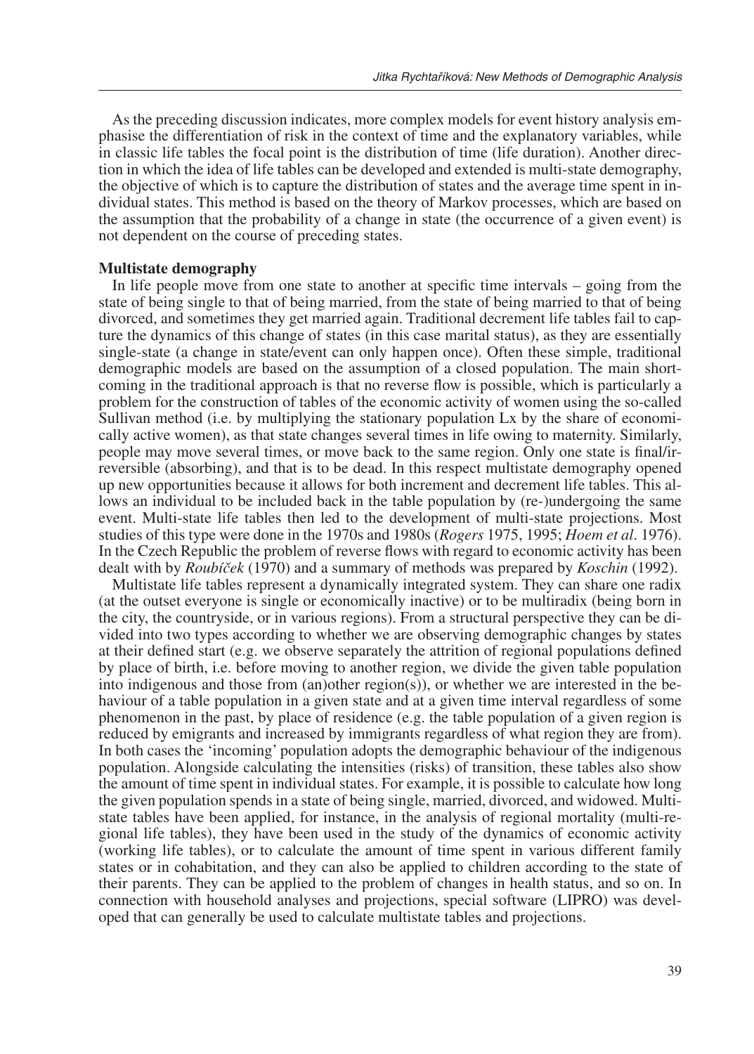As the preceding discussion indicates, more complex models for event history analysis emphasise the differentiation of risk in the context of time and the explanatory variables, while in classic life tables the focal point is the distribution of time (life duration). Another direction in which the idea of life tables can be developed and extended is multi-state demography, the objective of which is to capture the distribution of states and the average time spent in individual states. This method is based on the theory of Markov processes, which are based on the assumption that the probability of a change in state (the occurrence of a given event) is not dependent on the course of preceding states.

**Multistate demography**

In life people move from one state to another at specific time intervals – going from the state of being single to that of being married, from the state of being married to that of being divorced, and sometimes they get married again. Traditional decrement life tables fail to capture the dynamics of this change of states (in this case marital status), as they are essentially single-state (a change in state/event can only happen once). Often these simple, traditional demographic models are based on the assumption of a closed population. The main shortcoming in the traditional approach is that no reverse flow is possible, which is particularly a problem for the construction of tables of the economic activity of women using the so-called Sullivan method (i.e. by multiplying the stationary population Lx by the share of economically active women), as that state changes several times in life owing to maternity. Similarly, people may move several times, or move back to the same region. Only one state is final/irreversible (absorbing), and that is to be dead. In this respect multistate demography opened up new opportunities because it allows for both increment and decrement life tables. This allows an individual to be included back in the table population by (re-)undergoing the same event. Multi-state life tables then led to the development of multi-state projections. Most studies of this type were done in the 1970s and 1980s (*Rogers* 1975, 1995; *Hoem et al*. 1976). In the Czech Republic the problem of reverse flows with regard to economic activity has been dealt with by *Roubíček* (1970) and a summary of methods was prepared by *Koschin* (1992).

Multistate life tables represent a dynamically integrated system. They can share one radix (at the outset everyone is single or economically inactive) or to be multiradix (being born in the city, the countryside, or in various regions). From a structural perspective they can be divided into two types according to whether we are observing demographic changes by states at their defined start (e.g. we observe separately the attrition of regional populations defined by place of birth, i.e. before moving to another region, we divide the given table population into indigenous and those from (an)other region(s)), or whether we are interested in the behaviour of a table population in a given state and at a given time interval regardless of some phenomenon in the past, by place of residence (e.g. the table population of a given region is reduced by emigrants and increased by immigrants regardless of what region they are from). In both cases the 'incoming' population adopts the demographic behaviour of the indigenous population. Alongside calculating the intensities (risks) of transition, these tables also show the amount of time spent in individual states. For example, it is possible to calculate how long the given population spends in a state of being single, married, divorced, and widowed. Multistate tables have been applied, for instance, in the analysis of regional mortality (multi-regional life tables), they have been used in the study of the dynamics of economic activity (working life tables), or to calculate the amount of time spent in various different family states or in cohabitation, and they can also be applied to children according to the state of their parents. They can be applied to the problem of changes in health status, and so on. In connection with household analyses and projections, special software (LIPRO) was developed that can generally be used to calculate multistate tables and projections.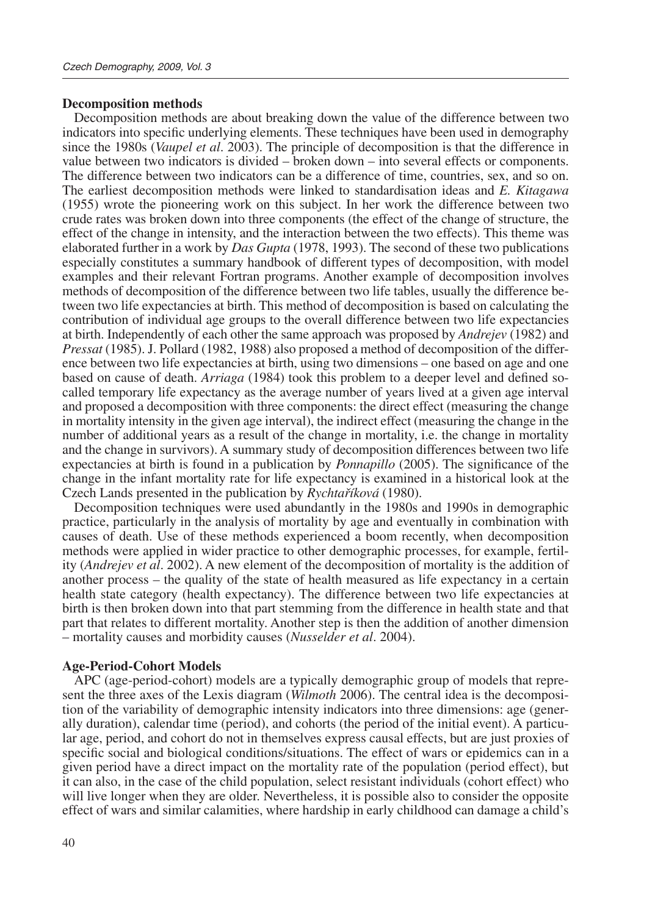**Decomposition methods**

Decomposition methods are about breaking down the value of the difference between two indicators into specific underlying elements. These techniques have been used in demography since the 1980s (*Vaupel et al*. 2003). The principle of decomposition is that the difference in value between two indicators is divided – broken down – into several effects or components. The difference between two indicators can be a difference of time, countries, sex, and so on. The earliest decomposition methods were linked to standardisation ideas and *E. Kitagawa* (1955) wrote the pioneering work on this subject. In her work the difference between two crude rates was broken down into three components (the effect of the change of structure, the effect of the change in intensity, and the interaction between the two effects). This theme was elaborated further in a work by *Das Gupta* (1978, 1993). The second of these two publications especially constitutes a summary handbook of different types of decomposition, with model examples and their relevant Fortran programs. Another example of decomposition involves methods of decomposition of the difference between two life tables, usually the difference between two life expectancies at birth. This method of decomposition is based on calculating the contribution of individual age groups to the overall difference between two life expectancies at birth. Independently of each other the same approach was proposed by *Andrejev* (1982) and *Pressat* (1985). J. Pollard (1982, 1988) also proposed a method of decomposition of the difference between two life expectancies at birth, using two dimensions – one based on age and one based on cause of death. *Arriaga* (1984) took this problem to a deeper level and defined so-called temporary life expectancy as the average number of years lived at a given age interval and proposed a decomposition with three components: the direct effect (measuring the change in mortality intensity in the given age interval), the indirect effect (measuring the change in the number of additional years as a result of the change in mortality, i.e. the change in mortality and the change in survivors). A summary study of decomposition differences between two life expectancies at birth is found in a publication by *Ponnapillo* (2005). The significance of the change in the infant mortality rate for life expectancy is examined in a historical look at the Czech Lands presented in the publication by *Rychtaříková* (1980).

Decomposition techniques were used abundantly in the 1980s and 1990s in demographic practice, particularly in the analysis of mortality by age and eventually in combination with causes of death. Use of these methods experienced a boom recently, when decomposition methods were applied in wider practice to other demographic processes, for example, fertility (*Andrejev et al*. 2002). A new element of the decomposition of mortality is the addition of another process – the quality of the state of health measured as life expectancy in a certain health state category (health expectancy). The difference between two life expectancies at birth is then broken down into that part stemming from the difference in health state and that part that relates to different mortality. Another step is then the addition of another dimension – mortality causes and morbidity causes (*Nusselder et al*. 2004).

**Age-Period-Cohort Models**

APC (age-period-cohort) models are a typically demographic group of models that represent the three axes of the Lexis diagram (*Wilmoth* 2006). The central idea is the decomposition of the variability of demographic intensity indicators into three dimensions: age (generally duration), calendar time (period), and cohorts (the period of the initial event). A particular age, period, and cohort do not in themselves express causal effects, but are just proxies of specific social and biological conditions/situations. The effect of wars or epidemics can in a given period have a direct impact on the mortality rate of the population (period effect), but it can also, in the case of the child population, select resistant individuals (cohort effect) who will live longer when they are older. Nevertheless, it is possible also to consider the opposite effect of wars and similar calamities, where hardship in early childhood can damage a child's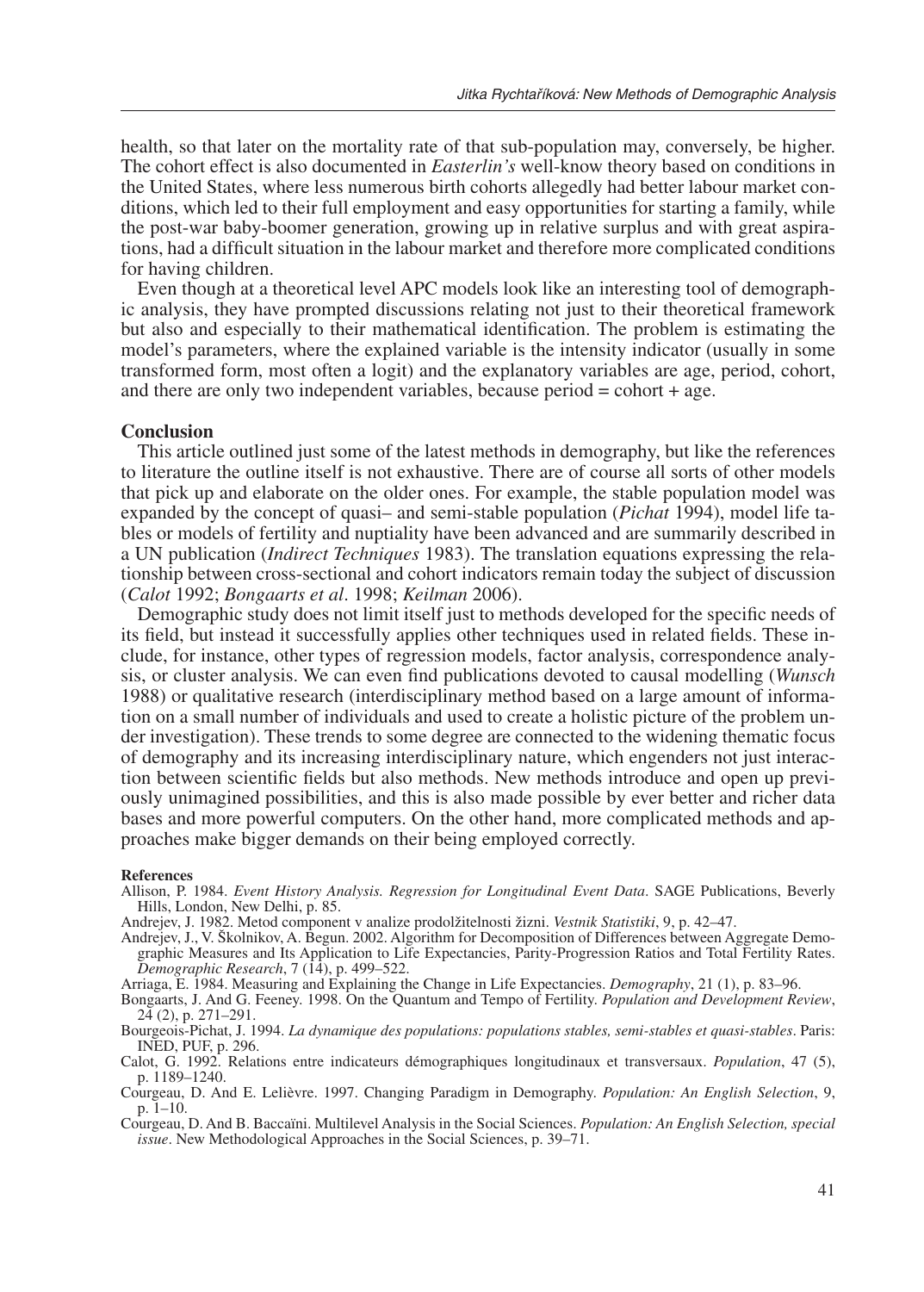health, so that later on the mortality rate of that sub-population may, conversely, be higher. The cohort effect is also documented in *Easterlin's* well-know theory based on conditions in the United States, where less numerous birth cohorts allegedly had better labour market conditions, which led to their full employment and easy opportunities for starting a family, while the post-war baby-boomer generation, growing up in relative surplus and with great aspirations, had a difficult situation in the labour market and therefore more complicated conditions for having children.

Even though at a theoretical level APC models look like an interesting tool of demographic analysis, they have prompted discussions relating not just to their theoretical framework but also and especially to their mathematical identification. The problem is estimating the model's parameters, where the explained variable is the intensity indicator (usually in some transformed form, most often a logit) and the explanatory variables are age, period, cohort, and there are only two independent variables, because period = cohort + age.

## Conclusion

This article outlined just some of the latest methods in demography, but like the references to literature the outline itself is not exhaustive. There are of course all sorts of other models that pick up and elaborate on the older ones. For example, the stable population model was expanded by the concept of quasi– and semi-stable population (*Pichat* 1994), model life tables or models of fertility and nuptiality have been advanced and are summarily described in a UN publication (*Indirect Techniques* 1983). The translation equations expressing the relationship between cross-sectional and cohort indicators remain today the subject of discussion (*Calot* 1992; *Bongaarts et al*. 1998; *Keilman* 2006).

Demographic study does not limit itself just to methods developed for the specific needs of its field, but instead it successfully applies other techniques used in related fields. These include, for instance, other types of regression models, factor analysis, correspondence analysis, or cluster analysis. We can even find publications devoted to causal modelling (*Wunsch* 1988) or qualitative research (interdisciplinary method based on a large amount of information on a small number of individuals and used to create a holistic picture of the problem under investigation). These trends to some degree are connected to the widening thematic focus of demography and its increasing interdisciplinary nature, which engenders not just interaction between scientific fields but also methods. New methods introduce and open up previously unimagined possibilities, and this is also made possible by ever better and richer data bases and more powerful computers. On the other hand, more complicated methods and approaches make bigger demands on their being employed correctly.

### References

Allison, P. 1984. *Event History Analysis. Regression for Longitudinal Event Data*. SAGE Publications, Beverly Hills, London, New Delhi, p. 85.

Andrejev, J. 1982. Metod component v analize prodolžitelnosti žizni. *Vestnik Statistiki*, 9, p. 42–47.

Andrejev, J., V. Školnikov, A. Begun. 2002. Algorithm for Decomposition of Differences between Aggregate Demographic Measures and Its Application to Life Expectancies, Parity-Progression Ratios and Total Fertility Rates. *Demographic Research*, 7 (14), p. 499–522.

Arriaga, E. 1984. Measuring and Explaining the Change in Life Expectancies. *Demography*, 21 (1), p. 83–96.

Bongaarts, J. And G. Feeney. 1998. On the Quantum and Tempo of Fertility. *Population and Development Review*, 24 (2), p. 271–291.

Bourgeois-Pichat, J. 1994. *La dynamique des populations: populations stables, semi-stables et quasi-stables*. Paris: INED, PUF, p. 296.

Calot, G. 1992. Relations entre indicateurs démographiques longitudinaux et transversaux. *Population*, 47 (5), p. 1189–1240.

Courgeau, D. And E. Lelièvre. 1997. Changing Paradigm in Demography. *Population: An English Selection*, 9, p. 1–10.

Courgeau, D. And B. Baccaïni. Multilevel Analysis in the Social Sciences. *Population: An English Selection, special issue*. New Methodological Approaches in the Social Sciences, p. 39–71.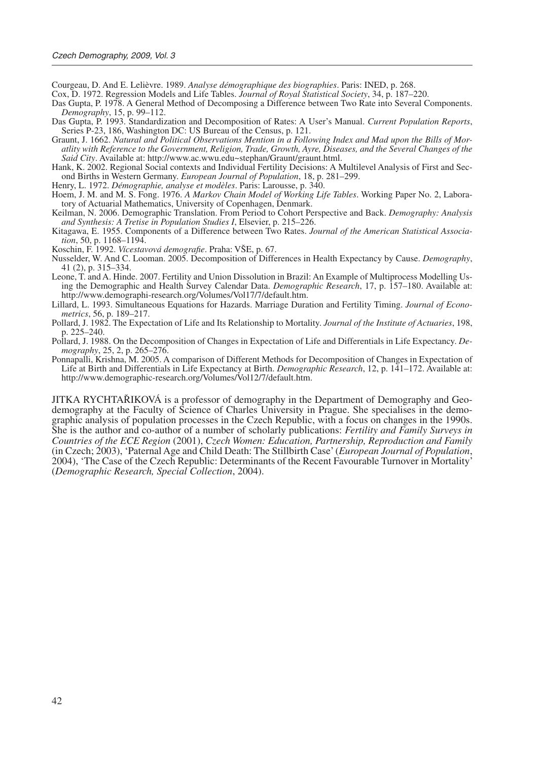Courgeau, D. And E. Lelièvre. 1989. *Analyse démographique des biographies*. Paris: INED, p. 268.

Cox, D. 1972. Regression Models and Life Tables. *Journal of Royal Statistical Society*, 34, p. 187–220.

Das Gupta, P. 1978. A General Method of Decomposing a Difference between Two Rate into Several Components. *Demography*, 15, p. 99–112.

Das Gupta, P. 1993. Standardization and Decomposition of Rates: A User's Manual. *Current Population Reports*, Series P-23, 186, Washington DC: US Bureau of the Census, p. 121.

Graunt, J. 1662. *Natural and Political Observations Mention in a Following Index and Mad upon the Bills of Moratlity with Reference to the Government, Religion, Trade, Growth, Ayre, Diseases, and the Several Changes of the Said City*. Available at: http://www.ac.wwu.edu~stephan/Graunt/graunt.html.

Hank, K. 2002. Regional Social contexts and Individual Fertility Decisions: A Multilevel Analysis of First and Second Births in Western Germany. *European Journal of Population*, 18, p. 281–299.

Henry, L. 1972. *Démographie, analyse et modèles*. Paris: Larousse, p. 340.

Hoem, J. M. and M. S. Fong. 1976. *A Markov Chain Model of Working Life Tables*. Working Paper No. 2, Laboratory of Actuarial Mathematics, University of Copenhagen, Denmark.

Keilman, N. 2006. Demographic Translation. From Period to Cohort Perspective and Back. *Demography: Analysis and Synthesis: A Tretise in Population Studies I*, Elsevier, p. 215–226.

Kitagawa, E. 1955. Components of a Difference between Two Rates. *Journal of the American Statistical Association*, 50, p. 1168–1194.

Koschin, F. 1992. *Vícestavová demografie*. Praha: VŠE, p. 67.

Nusselder, W. And C. Looman. 2005. Decomposition of Differences in Health Expectancy by Cause. *Demography*, 41 (2), p. 315–334.

Leone, T. and A. Hinde. 2007. Fertility and Union Dissolution in Brazil: An Example of Multiprocess Modelling Using the Demographic and Health Survey Calendar Data. *Demographic Research*, 17, p. 157–180. Available at: http://www.demographi-research.org/Volumes/Vol17/7/default.htm.

Lillard, L. 1993. Simultaneous Equations for Hazards. Marriage Duration and Fertility Timing. *Journal of Econometrics*, 56, p. 189–217.

Pollard, J. 1982. The Expectation of Life and Its Relationship to Mortality. *Journal of the Institute of Actuaries*, 198, p. 225–240.

Pollard, J. 1988. On the Decomposition of Changes in Expectation of Life and Differentials in Life Expectancy. *Demography*, 25, 2, p. 265–276.

Ponnapalli, Krishna, M. 2005. A comparison of Different Methods for Decomposition of Changes in Expectation of Life at Birth and Differentials in Life Expectancy at Birth. *Demographic Research*, 12, p. 141–172. Available at: http://www.demographic-research.org/Volumes/Vol12/7/default.htm.

JITKA RYCHTAŘIKOVÁ is a professor of demography in the Department of Demography and Geodemography at the Faculty of Science of Charles University in Prague. She specialises in the demographic analysis of population processes in the Czech Republic, with a focus on changes in the 1990s. She is the author and co-author of a number of scholarly publications: *Fertility and Family Surveys in Countries of the ECE Region* (2001), *Czech Women: Education, Partnership, Reproduction and Family* (in Czech; 2003), 'Paternal Age and Child Death: The Stillbirth Case' (*European Journal of Population*, 2004), 'The Case of the Czech Republic: Determinants of the Recent Favourable Turnover in Mortality' (*Demographic Research, Special Collection*, 2004).